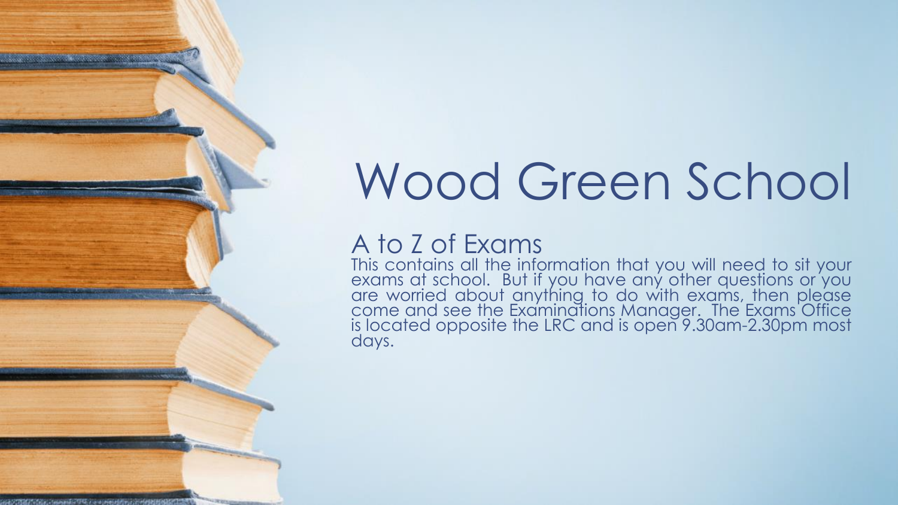# Wood Green School

## A to Z of Exams

This contains all the information that you will need to sit your exams at school. But if you have any other questions or you are worried about anything to do with exams, then please come and see the Examinations Manager. The Exams Office is located opposite the LRC and is open 9.30am-2.30pm most days.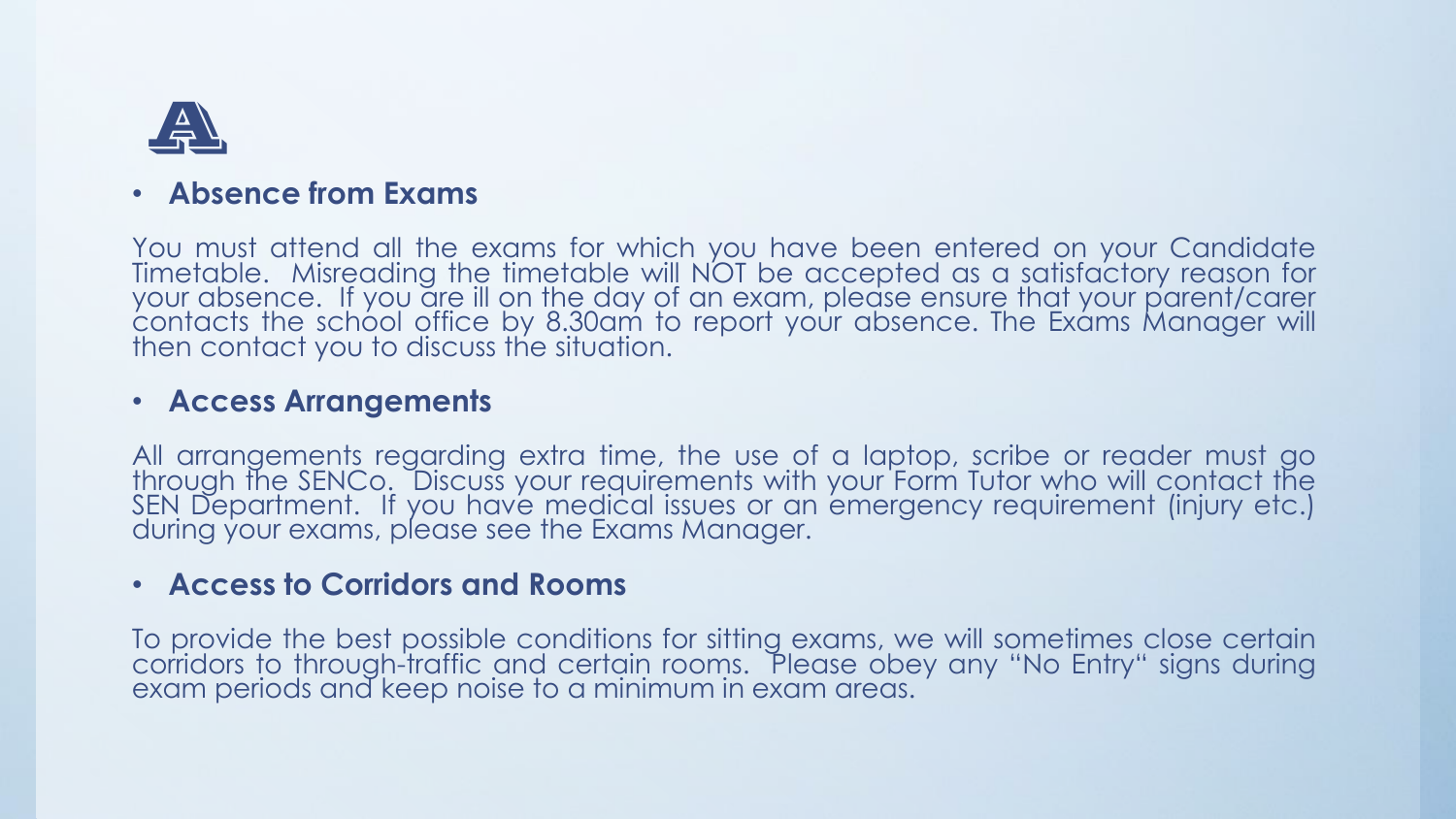# A

- **Absence from Exams**

You must attend all the exams for which you have been entered on your Candidate Timetable. Misreading the timetable will NOT be accepted as a satisfactory reason for your absence. If you are ill on the day of an exam, please ensure that your parent/carer contacts the school office by 8.30am to report your absence. The Exams Manager will then contact you to discuss the situation.

- **Access Arrangements**

All arrangements regarding extra time, the use of a laptop, scribe or reader must go through the SENCo. Discuss your requirements with your Form Tutor who will contact the SEN Department. If you have medical issues or an emergency requirement (injury etc.) during your exams, please see the Exams Manager.

- **Access to Corridors and Rooms**

To provide the best possible conditions for sitting exams, we will sometimes close certain corridors to through-traffic and certain rooms. Please obey any "No Entry" signs during exam periods and keep noise to a minimum in exam areas.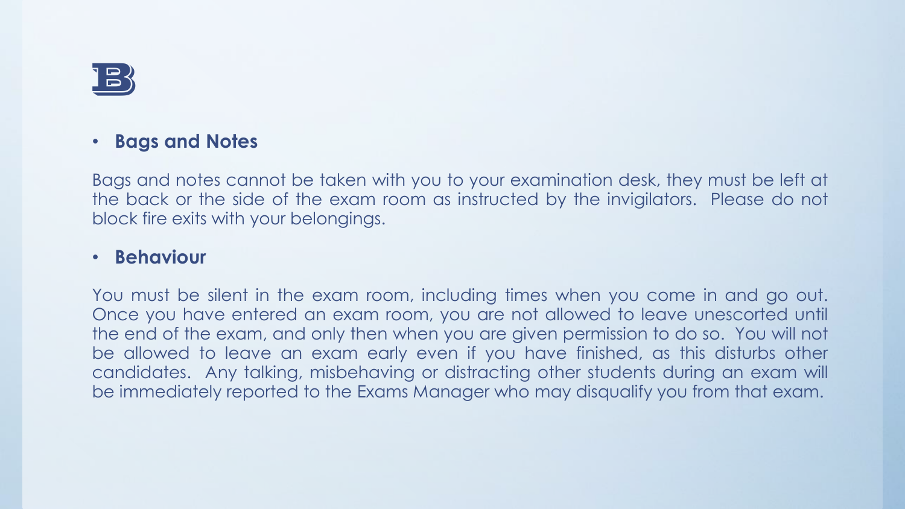- **Bags and Notes**

Bags and notes cannot be taken with you to your examination desk, they must be left at the back or the side of the exam room as instructed by the invigilators.  Please do not block fire exits with your belongings.

- **Behaviour**

You must be silent in the exam room, including times when you come in and go out. Once you have entered an exam room, you are not allowed to leave unescorted until the end of the exam, and only then when you are given permission to do so.  You will not be allowed to leave an exam early even if you have finished, as this disturbs other candidates.  Any talking, misbehaving or distracting other students during an exam will be immediately reported to the Exams Manager who may disqualify you from that exam.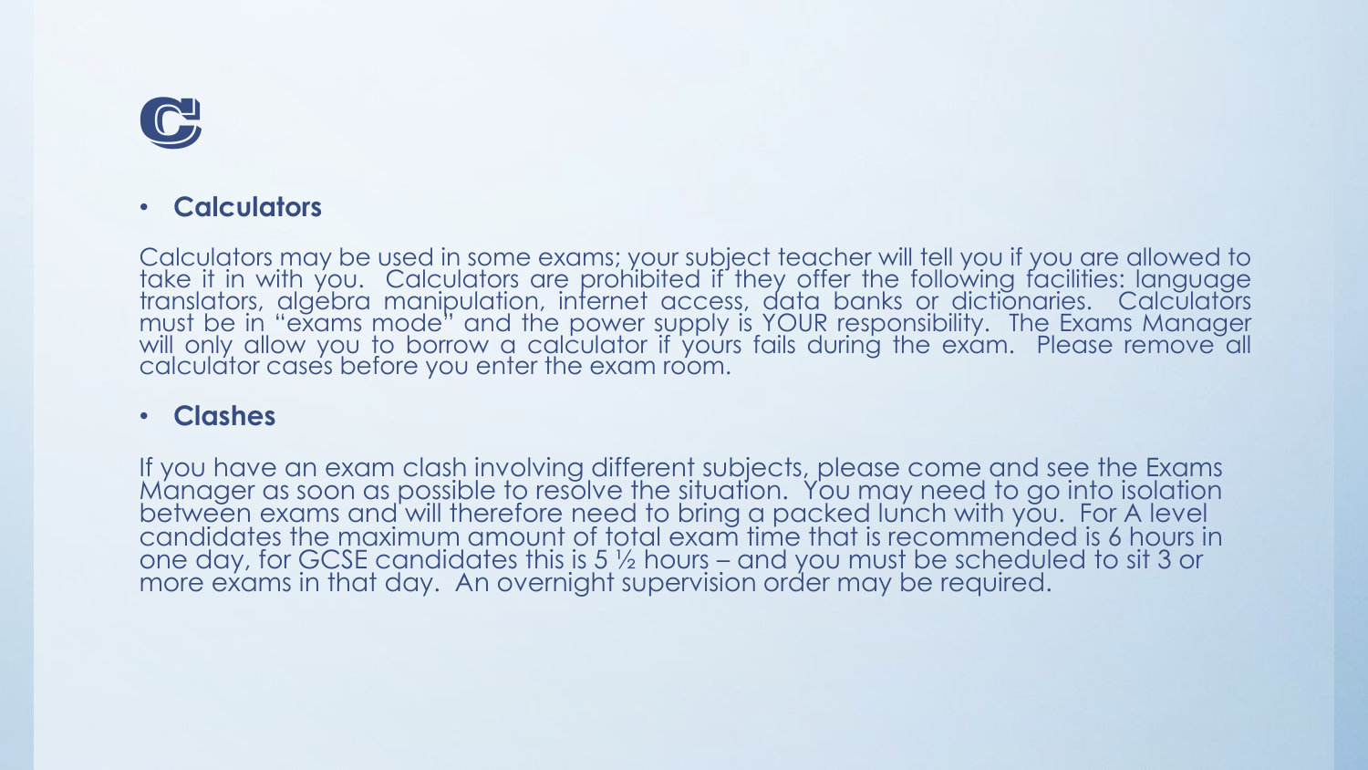- **Calculators**

Calculators may be used in some exams; your subject teacher will tell you if you are allowed to take it in with you. Calculators are prohibited if they offer the following facilities: language translators, algebra manipulation, internet access, data banks or dictionaries. Calculators must be in “exams mode” and the power supply is YOUR responsibility. The Exams Manager will only allow you to borrow a calculator if yours fails during the exam. Please remove all calculator cases before you enter the exam room.

- **Clashes**

If you have an exam clash involving different subjects, please come and see the Exams Manager as soon as possible to resolve the situation. You may need to go into isolation between exams and will therefore need to bring a packed lunch with you. For A level candidates the maximum amount of total exam time that is recommended is 6 hours in one day, for GCSE candidates this is 5 ½ hours – and you must be scheduled to sit 3 or more exams in that day. An overnight supervision order may be required.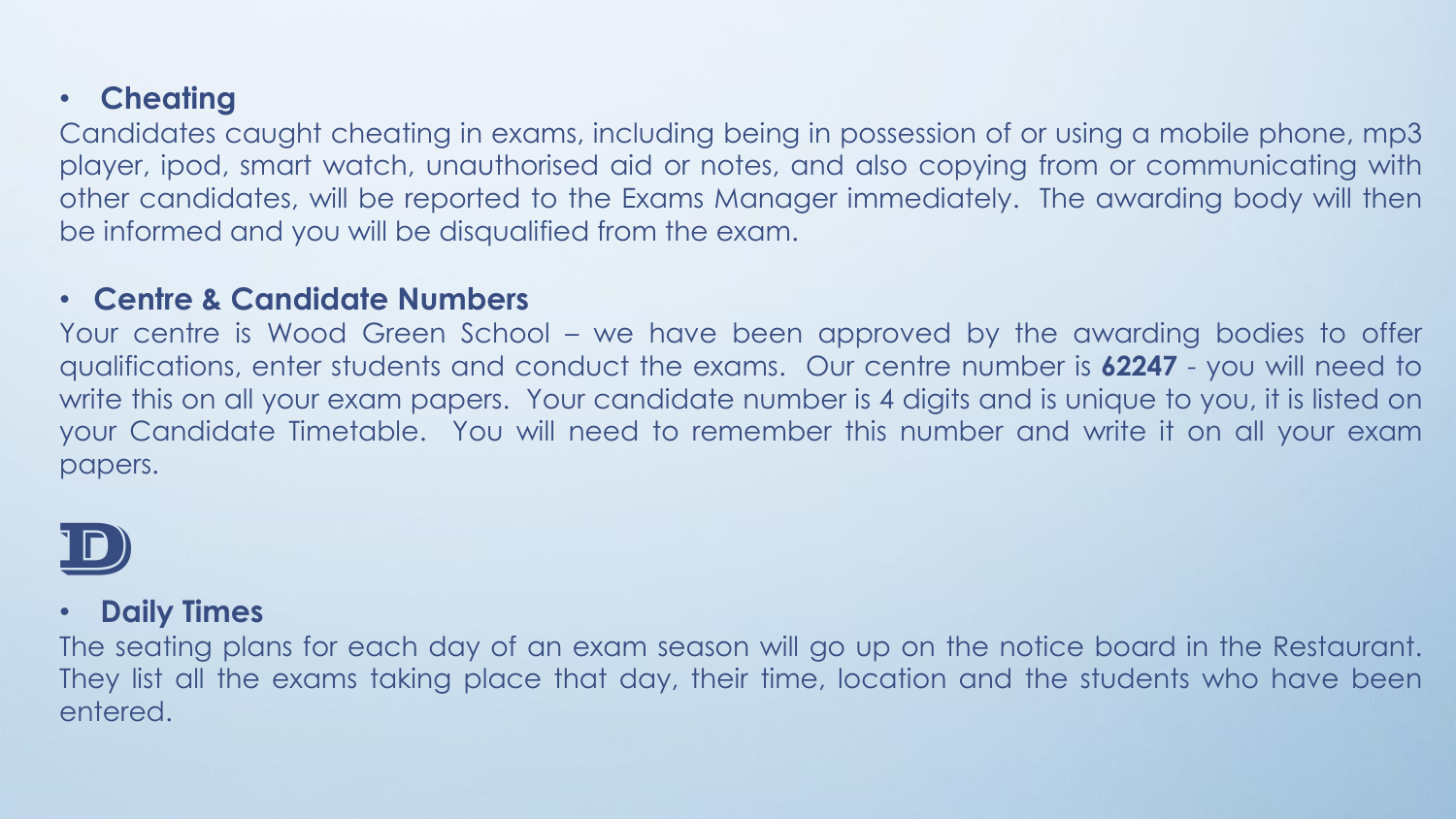- **Cheating**

Candidates caught cheating in exams, including being in possession of or using a mobile phone, mp3 player, ipod, smart watch, unauthorised aid or notes, and also copying from or communicating with other candidates, will be reported to the Exams Manager immediately. The awarding body will then be informed and you will be disqualified from the exam.

- **Centre & Candidate Numbers**

Your centre is Wood Green School – we have been approved by the awarding bodies to offer qualifications, enter students and conduct the exams. Our centre number is **62247** - you will need to write this on all your exam papers. Your candidate number is 4 digits and is unique to you, it is listed on your Candidate Timetable. You will need to remember this number and write it on all your exam papers.

- **Daily Times**

The seating plans for each day of an exam season will go up on the notice board in the Restaurant. They list all the exams taking place that day, their time, location and the students who have been entered.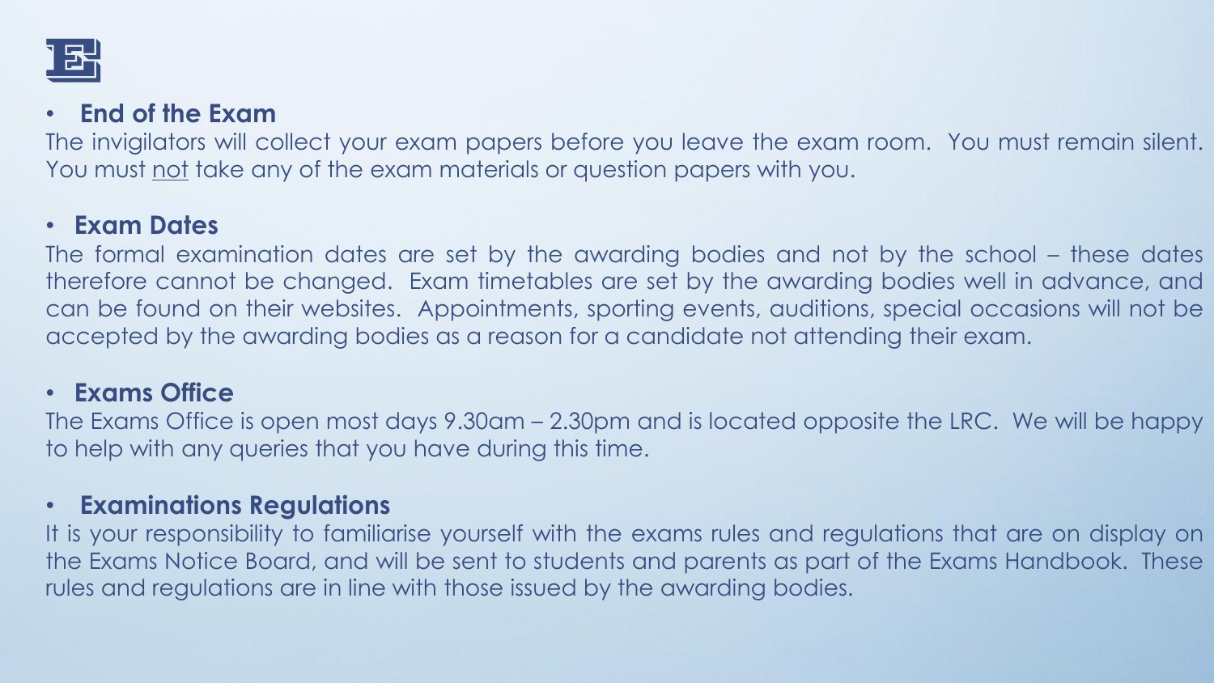- **End of the Exam**

The invigilators will collect your exam papers before you leave the exam room. You must remain silent. You must not take any of the exam materials or question papers with you.

- **Exam Dates**

The formal examination dates are set by the awarding bodies and not by the school – these dates therefore cannot be changed. Exam timetables are set by the awarding bodies well in advance, and can be found on their websites. Appointments, sporting events, auditions, special occasions will not be accepted by the awarding bodies as a reason for a candidate not attending their exam.

- **Exams Office**

The Exams Office is open most days 9.30am – 2.30pm and is located opposite the LRC. We will be happy to help with any queries that you have during this time.

- **Examinations Regulations**

It is your responsibility to familiarise yourself with the exams rules and regulations that are on display on the Exams Notice Board, and will be sent to students and parents as part of the Exams Handbook. These rules and regulations are in line with those issued by the awarding bodies.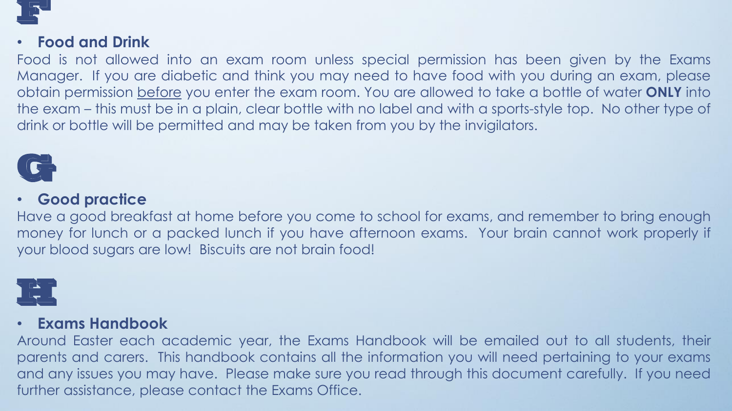# F

- **Food and Drink**

Food is not allowed into an exam room unless special permission has been given by the Exams Manager. If you are diabetic and think you may need to have food with you during an exam, please obtain permission <u>before</u> you enter the exam room. You are allowed to take a bottle of water **ONLY** into the exam – this must be in a plain, clear bottle with no label and with a sports-style top. No other type of drink or bottle will be permitted and may be taken from you by the invigilators.

# G

- **Good practice**

Have a good breakfast at home before you come to school for exams, and remember to bring enough money for lunch or a packed lunch if you have afternoon exams. Your brain cannot work properly if your blood sugars are low! Biscuits are not brain food!

# H

- **Exams Handbook**

Around Easter each academic year, the Exams Handbook will be emailed out to all students, their parents and carers. This handbook contains all the information you will need pertaining to your exams and any issues you may have. Please make sure you read through this document carefully. If you need further assistance, please contact the Exams Office.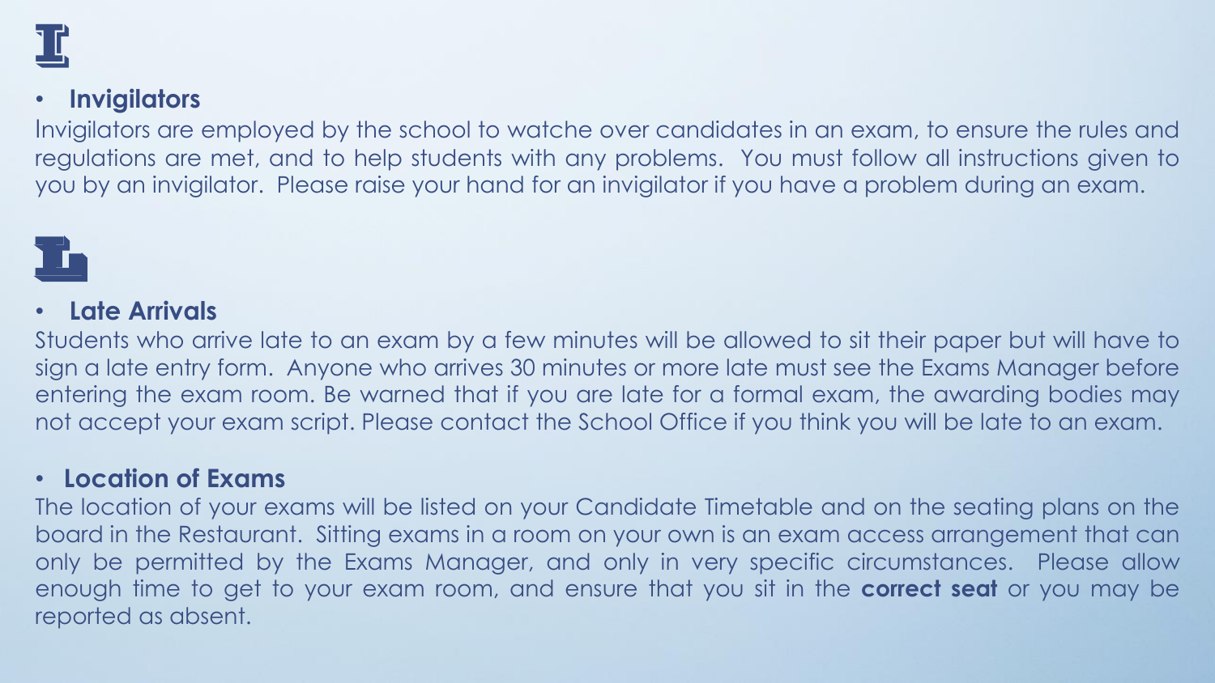# I

- **Invigilators**

Invigilators are employed by the school to watche over candidates in an exam, to ensure the rules and regulations are met, and to help students with any problems. You must follow all instructions given to you by an invigilator. Please raise your hand for an invigilator if you have a problem during an exam.

# L

- **Late Arrivals**

Students who arrive late to an exam by a few minutes will be allowed to sit their paper but will have to sign a late entry form. Anyone who arrives 30 minutes or more late must see the Exams Manager before entering the exam room. Be warned that if you are late for a formal exam, the awarding bodies may not accept your exam script. Please contact the School Office if you think you will be late to an exam.

- **Location of Exams**

The location of your exams will be listed on your Candidate Timetable and on the seating plans on the board in the Restaurant. Sitting exams in a room on your own is an exam access arrangement that can only be permitted by the Exams Manager, and only in very specific circumstances. Please allow enough time to get to your exam room, and ensure that you sit in the **correct seat** or you may be reported as absent.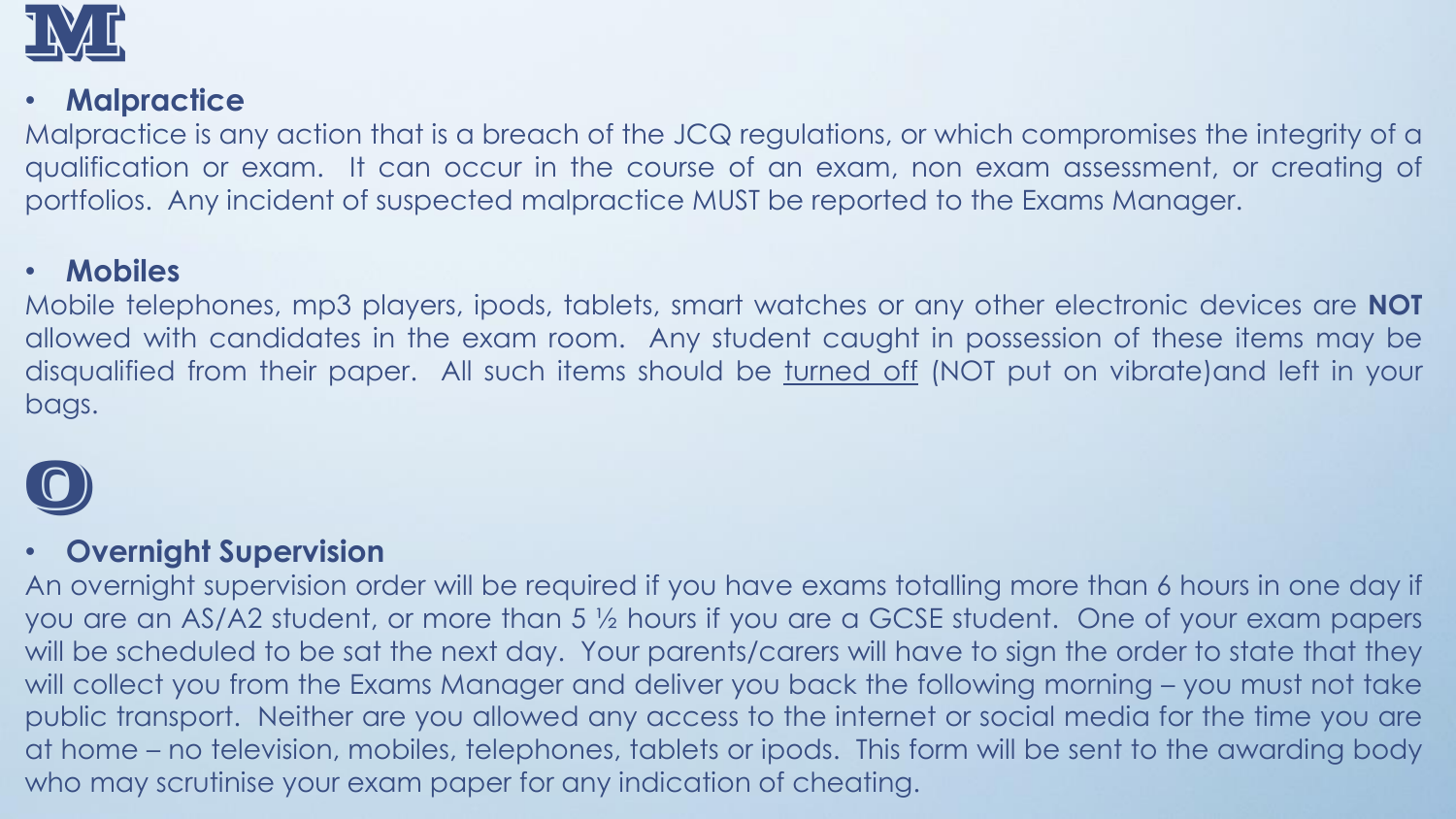# M

- **Malpractice**

Malpractice is any action that is a breach of the JCQ regulations, or which compromises the integrity of a qualification or exam. It can occur in the course of an exam, non exam assessment, or creating of portfolios. Any incident of suspected malpractice MUST be reported to the Exams Manager.

- **Mobiles**

Mobile telephones, mp3 players, ipods, tablets, smart watches or any other electronic devices are **NOT** allowed with candidates in the exam room. Any student caught in possession of these items may be disqualified from their paper. All such items should be <u>turned off</u> (NOT put on vibrate)and left in your bags.

# O

- **Overnight Supervision**

An overnight supervision order will be required if you have exams totalling more than 6 hours in one day if you are an AS/A2 student, or more than 5 ½ hours if you are a GCSE student. One of your exam papers will be scheduled to be sat the next day. Your parents/carers will have to sign the order to state that they will collect you from the Exams Manager and deliver you back the following morning – you must not take public transport. Neither are you allowed any access to the internet or social media for the time you are at home – no television, mobiles, telephones, tablets or ipods. This form will be sent to the awarding body who may scrutinise your exam paper for any indication of cheating.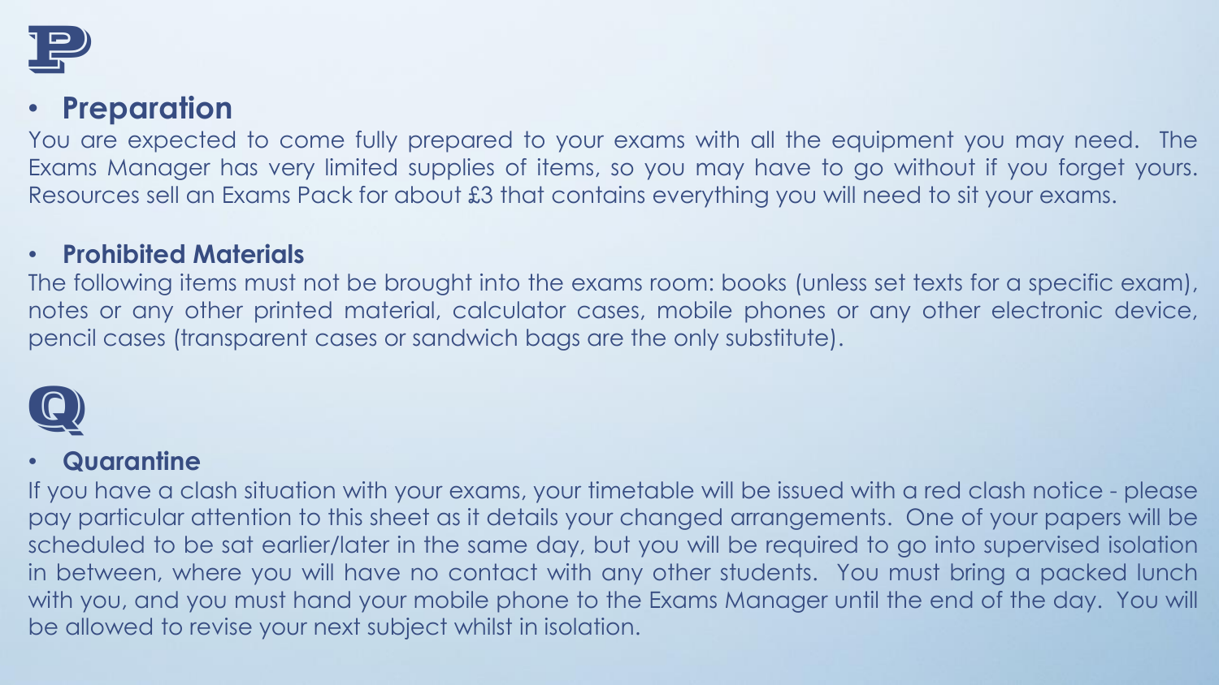# P

- **Preparation**

You are expected to come fully prepared to your exams with all the equipment you may need. The Exams Manager has very limited supplies of items, so you may have to go without if you forget yours. Resources sell an Exams Pack for about £3 that contains everything you will need to sit your exams.

- **Prohibited Materials**

The following items must not be brought into the exams room: books (unless set texts for a specific exam), notes or any other printed material, calculator cases, mobile phones or any other electronic device, pencil cases (transparent cases or sandwich bags are the only substitute).

# Q

- **Quarantine**

If you have a clash situation with your exams, your timetable will be issued with a red clash notice - please pay particular attention to this sheet as it details your changed arrangements. One of your papers will be scheduled to be sat earlier/later in the same day, but you will be required to go into supervised isolation in between, where you will have no contact with any other students. You must bring a packed lunch with you, and you must hand your mobile phone to the Exams Manager until the end of the day. You will be allowed to revise your next subject whilst in isolation.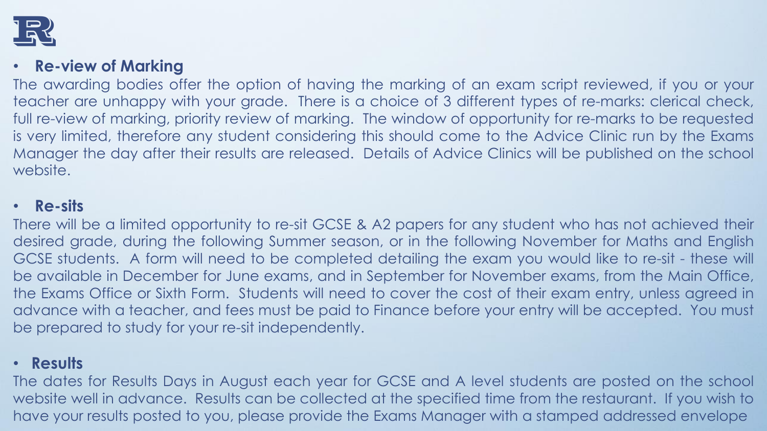- **Re-view of Marking**

The awarding bodies offer the option of having the marking of an exam script reviewed, if you or your teacher are unhappy with your grade. There is a choice of 3 different types of re-marks: clerical check, full re-view of marking, priority review of marking. The window of opportunity for re-marks to be requested is very limited, therefore any student considering this should come to the Advice Clinic run by the Exams Manager the day after their results are released. Details of Advice Clinics will be published on the school website.

- **Re-sits**

There will be a limited opportunity to re-sit GCSE & A2 papers for any student who has not achieved their desired grade, during the following Summer season, or in the following November for Maths and English GCSE students. A form will need to be completed detailing the exam you would like to re-sit - these will be available in December for June exams, and in September for November exams, from the Main Office, the Exams Office or Sixth Form. Students will need to cover the cost of their exam entry, unless agreed in advance with a teacher, and fees must be paid to Finance before your entry will be accepted. You must be prepared to study for your re-sit independently.

- **Results**

The dates for Results Days in August each year for GCSE and A level students are posted on the school website well in advance. Results can be collected at the specified time from the restaurant. If you wish to have your results posted to you, please provide the Exams Manager with a stamped addressed envelope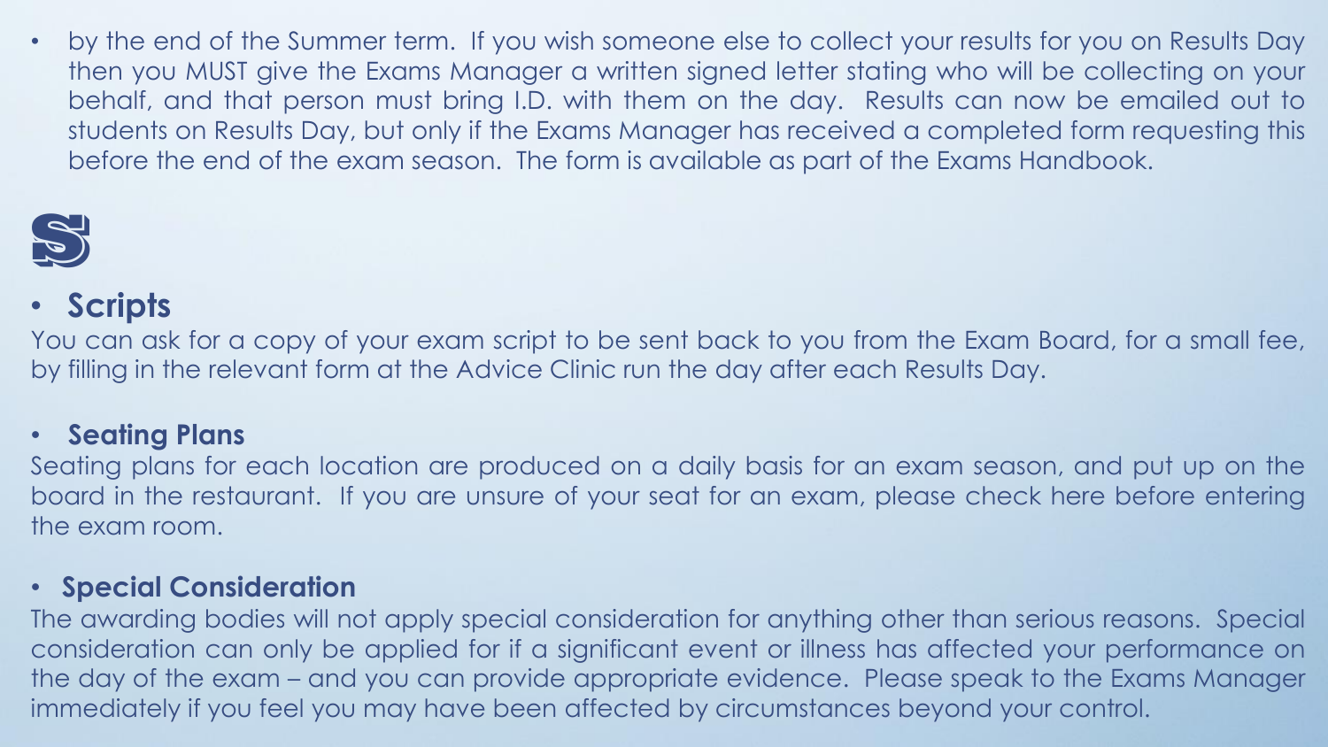- by the end of the Summer term. If you wish someone else to collect your results for you on Results Day then you MUST give the Exams Manager a written signed letter stating who will be collecting on your behalf, and that person must bring I.D. with them on the day. Results can now be emailed out to students on Results Day, but only if the Exams Manager has received a completed form requesting this before the end of the exam season. The form is available as part of the Exams Handbook.

S

- **Scripts**

You can ask for a copy of your exam script to be sent back to you from the Exam Board, for a small fee, by filling in the relevant form at the Advice Clinic run the day after each Results Day.

- **Seating Plans**

Seating plans for each location are produced on a daily basis for an exam season, and put up on the board in the restaurant. If you are unsure of your seat for an exam, please check here before entering the exam room.

- **Special Consideration**

The awarding bodies will not apply special consideration for anything other than serious reasons. Special consideration can only be applied for if a significant event or illness has affected your performance on the day of the exam – and you can provide appropriate evidence. Please speak to the Exams Manager immediately if you feel you may have been affected by circumstances beyond your control.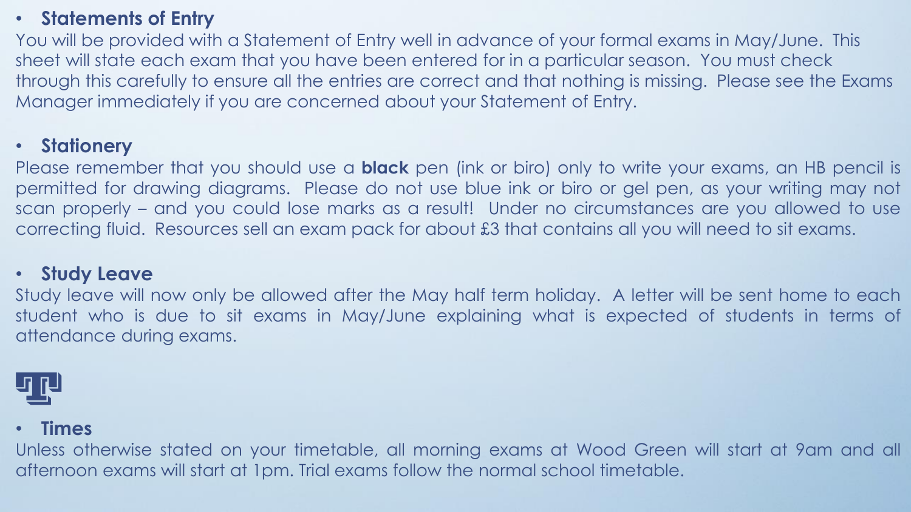- **Statements of Entry**

You will be provided with a Statement of Entry well in advance of your formal exams in May/June. This sheet will state each exam that you have been entered for in a particular season. You must check through this carefully to ensure all the entries are correct and that nothing is missing. Please see the Exams Manager immediately if you are concerned about your Statement of Entry.

- **Stationery**

Please remember that you should use a **black** pen (ink or biro) only to write your exams, an HB pencil is permitted for drawing diagrams. Please do not use blue ink or biro or gel pen, as your writing may not scan properly – and you could lose marks as a result! Under no circumstances are you allowed to use correcting fluid. Resources sell an exam pack for about £3 that contains all you will need to sit exams.

- **Study Leave**

Study leave will now only be allowed after the May half term holiday. A letter will be sent home to each student who is due to sit exams in May/June explaining what is expected of students in terms of attendance during exams.

- **Times**

Unless otherwise stated on your timetable, all morning exams at Wood Green will start at 9am and all afternoon exams will start at 1pm. Trial exams follow the normal school timetable.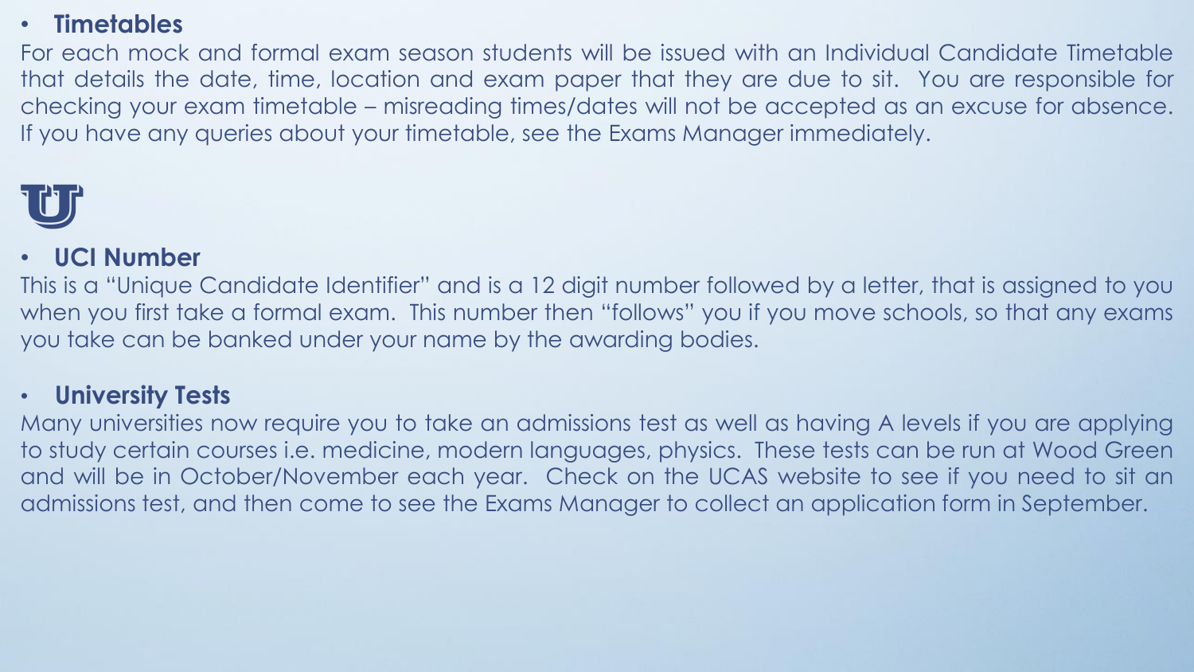- **Timetables**

For each mock and formal exam season students will be issued with an Individual Candidate Timetable that details the date, time, location and exam paper that they are due to sit. You are responsible for checking your exam timetable – misreading times/dates will not be accepted as an excuse for absence. If you have any queries about your timetable, see the Exams Manager immediately.

U

- **UCI Number**

This is a "Unique Candidate Identifier" and is a 12 digit number followed by a letter, that is assigned to you when you first take a formal exam. This number then "follows" you if you move schools, so that any exams you take can be banked under your name by the awarding bodies.

- **University Tests**

Many universities now require you to take an admissions test as well as having A levels if you are applying to study certain courses i.e. medicine, modern languages, physics. These tests can be run at Wood Green and will be in October/November each year. Check on the UCAS website to see if you need to sit an admissions test, and then come to see the Exams Manager to collect an application form in September.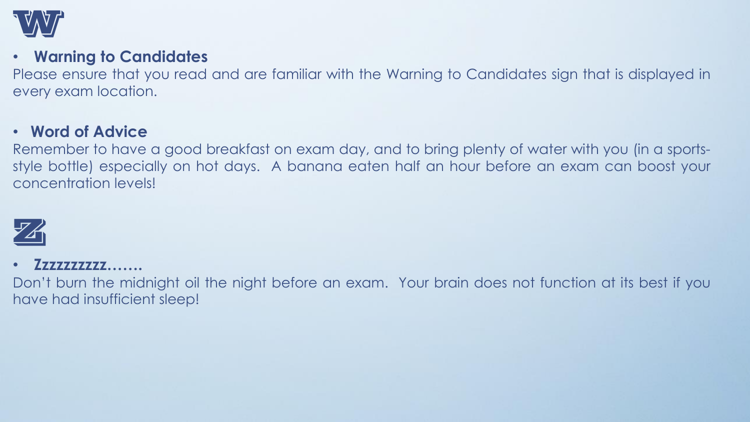W

- **Warning to Candidates**

Please ensure that you read and are familiar with the Warning to Candidates sign that is displayed in every exam location.

- **Word of Advice**

Remember to have a good breakfast on exam day, and to bring plenty of water with you (in a sports-style bottle) especially on hot days. A banana eaten half an hour before an exam can boost your concentration levels!

Z

- **Zzzzzzzzzz…….**

Don't burn the midnight oil the night before an exam. Your brain does not function at its best if you have had insufficient sleep!